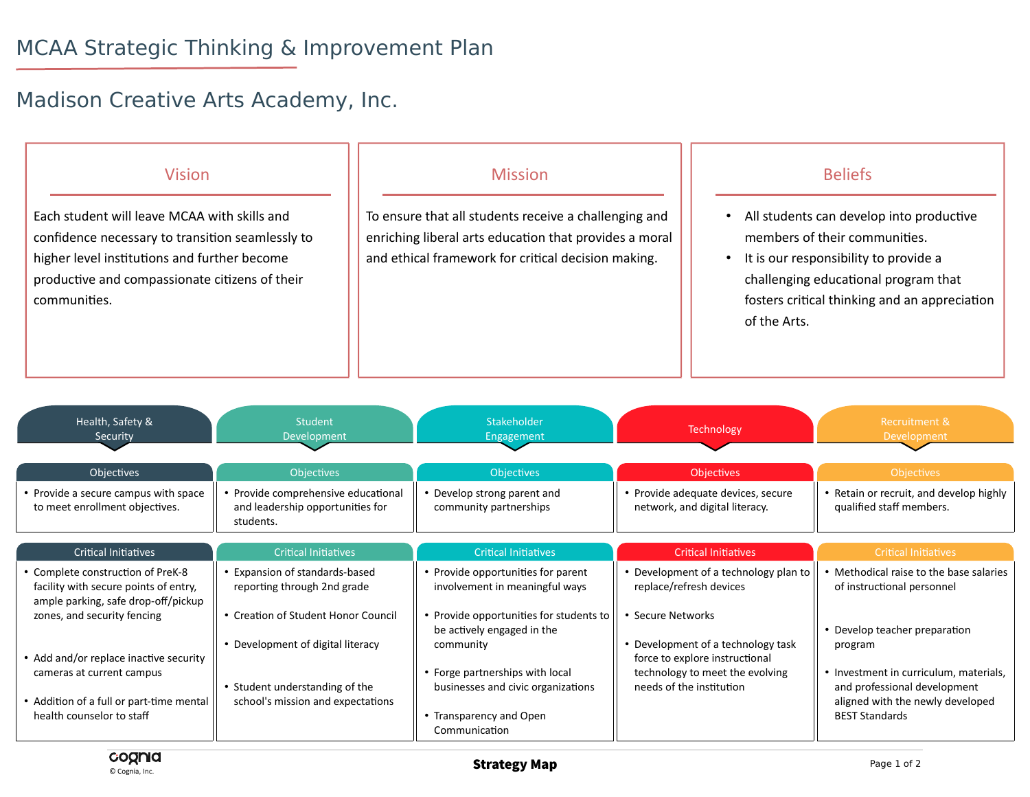# MCAA Strategic Thinking & Improvement Plan

## Madison Creative Arts Academy, Inc.

### Vision

Each student will leave MCAA with skills and confidence necessary to transition seamlessly to higher level institutions and further become productive and compassionate citizens of their communities.

### Mission

To ensure that all students receive a challenging and enriching liberal arts education that provides a moral and ethical framework for critical decision making.

### Beliefs

- All students can develop into productive members of their communities.
- It is our responsibility to provide a challenging educational program that fosters critical thinking and an appreciation of the Arts.

| Health, Safety & Security | Student Development | Stakeholder Engagement | Technology | Recruitment & Development |
|---|---|---|---|---|
| **Objectives** | **Objectives** | **Objectives** | **Objectives** | **Objectives** |
| • Provide a secure campus with space to meet enrollment objectives. | • Provide comprehensive educational and leadership opportunities for students. | • Develop strong parent and community partnerships | • Provide adequate devices, secure network, and digital literacy. | • Retain or recruit, and develop highly qualified staff members. |
| **Critical Initiatives** | **Critical Initiatives** | **Critical Initiatives** | **Critical Initiatives** | **Critical Initiatives** |
| • Complete construction of PreK-8 facility with secure points of entry, ample parking, safe drop-off/pickup zones, and security fencing<br>• Add and/or replace inactive security cameras at current campus<br>• Addition of a full or part-time mental health counselor to staff | • Expansion of standards-based reporting through 2nd grade<br>• Creation of Student Honor Council<br>• Development of digital literacy<br>• Student understanding of the school's mission and expectations | • Provide opportunities for parent involvement in meaningful ways<br>• Provide opportunities for students to be actively engaged in the community<br>• Forge partnerships with local businesses and civic organizations<br>• Transparency and Open Communication | • Development of a technology plan to replace/refresh devices<br>• Secure Networks<br>• Development of a technology task force to explore instructional technology to meet the evolving needs of the institution | • Methodical raise to the base salaries of instructional personnel<br>• Develop teacher preparation program<br>• Investment in curriculum, materials, and professional development aligned with the newly developed BEST Standards |

Strategy Map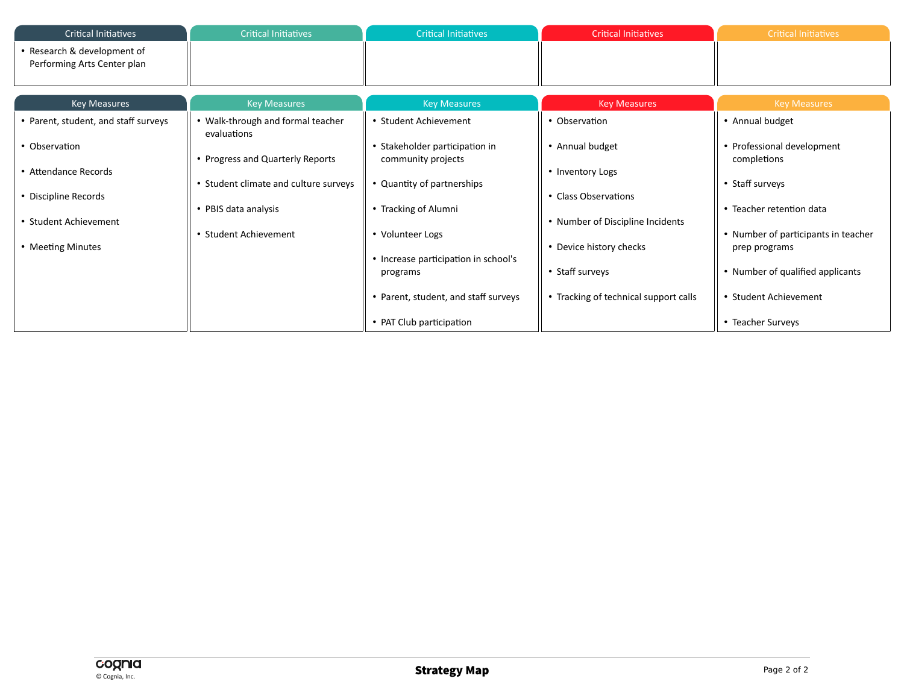| Critical Initiatives | Critical Initiatives | Critical Initiatives | Critical Initiatives | Critical Initiatives |
|---|---|---|---|---|
| • Research & development of Performing Arts Center plan | | | | |

| Key Measures | Key Measures | Key Measures | Key Measures | Key Measures |
|---|---|---|---|---|
| • Parent, student, and staff surveys<br>• Observation<br>• Attendance Records<br>• Discipline Records<br>• Student Achievement<br>• Meeting Minutes | • Walk-through and formal teacher evaluations<br>• Progress and Quarterly Reports<br>• Student climate and culture surveys<br>• PBIS data analysis<br>• Student Achievement | • Student Achievement<br>• Stakeholder participation in community projects<br>• Quantity of partnerships<br>• Tracking of Alumni<br>• Volunteer Logs<br>• Increase participation in school's programs<br>• Parent, student, and staff surveys<br>• PAT Club participation | • Observation<br>• Annual budget<br>• Inventory Logs<br>• Class Observations<br>• Number of Discipline Incidents<br>• Device history checks<br>• Staff surveys<br>• Tracking of technical support calls | • Annual budget<br>• Professional development completions<br>• Staff surveys<br>• Teacher retention data<br>• Number of participants in teacher prep programs<br>• Number of qualified applicants<br>• Student Achievement<br>• Teacher Surveys |